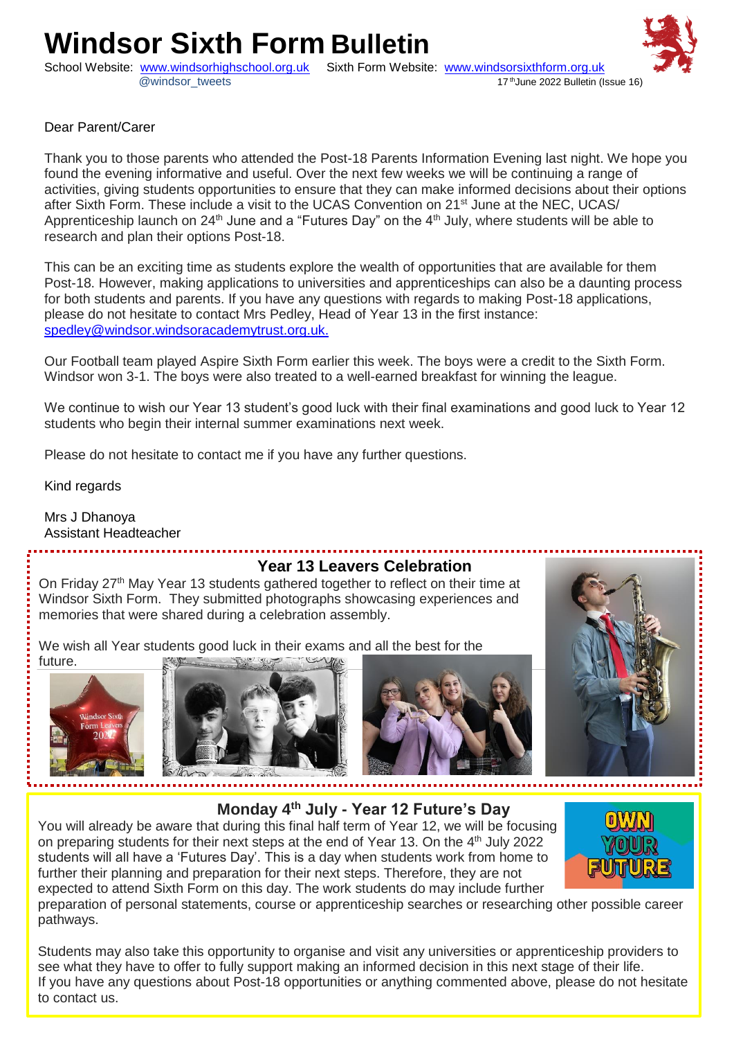# Windsor Sixth Form Bulletin

School Website: www.windsorhighschool.org.uk Sixth Form Website: www.windsorsixthform.org.uk
@windsor_tweets
17th June 2022 Bulletin (Issue 16)

Dear Parent/Carer

Thank you to those parents who attended the Post-18 Parents Information Evening last night. We hope you found the evening informative and useful. Over the next few weeks we will be continuing a range of activities, giving students opportunities to ensure that they can make informed decisions about their options after Sixth Form. These include a visit to the UCAS Convention on 21st June at the NEC, UCAS/ Apprenticeship launch on 24th June and a "Futures Day" on the 4th July, where students will be able to research and plan their options Post-18.

This can be an exciting time as students explore the wealth of opportunities that are available for them Post-18. However, making applications to universities and apprenticeships can also be a daunting process for both students and parents. If you have any questions with regards to making Post-18 applications, please do not hesitate to contact Mrs Pedley, Head of Year 13 in the first instance: spedley@windsor.windsoracademytrust.org.uk.

Our Football team played Aspire Sixth Form earlier this week. The boys were a credit to the Sixth Form. Windsor won 3-1. The boys were also treated to a well-earned breakfast for winning the league.

We continue to wish our Year 13 student's good luck with their final examinations and good luck to Year 12 students who begin their internal summer examinations next week.

Please do not hesitate to contact me if you have any further questions.

Kind regards

Mrs J Dhanoya
Assistant Headteacher

## Year 13 Leavers Celebration

On Friday 27th May Year 13 students gathered together to reflect on their time at Windsor Sixth Form. They submitted photographs showcasing experiences and memories that were shared during a celebration assembly.

We wish all Year students good luck in their exams and all the best for the future.

## Monday 4th July - Year 12 Future's Day

You will already be aware that during this final half term of Year 12, we will be focusing on preparing students for their next steps at the end of Year 13. On the 4th July 2022 students will all have a 'Futures Day'. This is a day when students work from home to further their planning and preparation for their next steps. Therefore, they are not expected to attend Sixth Form on this day. The work students do may include further preparation of personal statements, course or apprenticeship searches or researching other possible career pathways.

Students may also take this opportunity to organise and visit any universities or apprenticeship providers to see what they have to offer to fully support making an informed decision in this next stage of their life.
If you have any questions about Post-18 opportunities or anything commented above, please do not hesitate to contact us.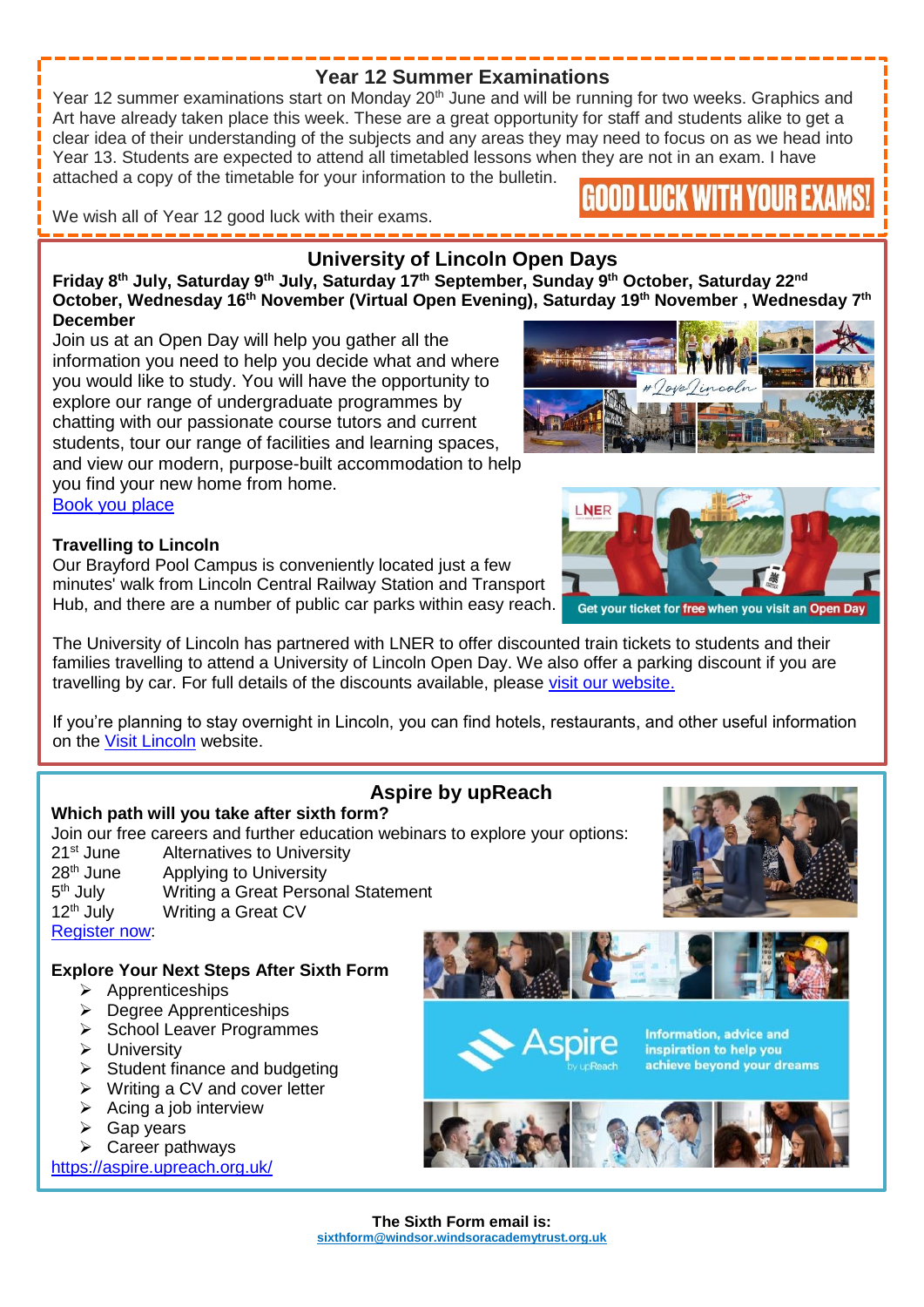## Year 12 Summer Examinations

Year 12 summer examinations start on Monday 20th June and will be running for two weeks. Graphics and Art have already taken place this week. These are a great opportunity for staff and students alike to get a clear idea of their understanding of the subjects and any areas they may need to focus on as we head into Year 13. Students are expected to attend all timetabled lessons when they are not in an exam. I have attached a copy of the timetable for your information to the bulletin.

We wish all of Year 12 good luck with their exams.

GOOD LUCK WITH YOUR EXAMS!

## University of Lincoln Open Days

**Friday 8th July, Saturday 9th July, Saturday 17th September, Sunday 9th October, Saturday 22nd October, Wednesday 16th November (Virtual Open Evening), Saturday 19th November , Wednesday 7th December**

Join us at an Open Day will help you gather all the information you need to help you decide what and where you would like to study. You will have the opportunity to explore our range of undergraduate programmes by chatting with our passionate course tutors and current students, tour our range of facilities and learning spaces, and view our modern, purpose-built accommodation to help you find your new home from home.

Book you place

**Travelling to Lincoln**

Our Brayford Pool Campus is conveniently located just a few minutes' walk from Lincoln Central Railway Station and Transport Hub, and there are a number of public car parks within easy reach.

Get your ticket for free when you visit an Open Day

The University of Lincoln has partnered with LNER to offer discounted train tickets to students and their families travelling to attend a University of Lincoln Open Day. We also offer a parking discount if you are travelling by car. For full details of the discounts available, please visit our website.

If you're planning to stay overnight in Lincoln, you can find hotels, restaurants, and other useful information on the Visit Lincoln website.

## Aspire by upReach

**Which path will you take after sixth form?**

Join our free careers and further education webinars to explore your options:

21st June Alternatives to University
28th June Applying to University
5th July Writing a Great Personal Statement
12th July Writing a Great CV

Register now:

**Explore Your Next Steps After Sixth Form**

- Apprenticeships
- Degree Apprenticeships
- School Leaver Programmes
- University
- Student finance and budgeting
- Writing a CV and cover letter
- Acing a job interview
- Gap years
- Career pathways

https://aspire.upreach.org.uk/

Aspire by upReach — Information, advice and inspiration to help you achieve beyond your dreams

**The Sixth Form email is:**
sixthform@windsor.windsoracademytrust.org.uk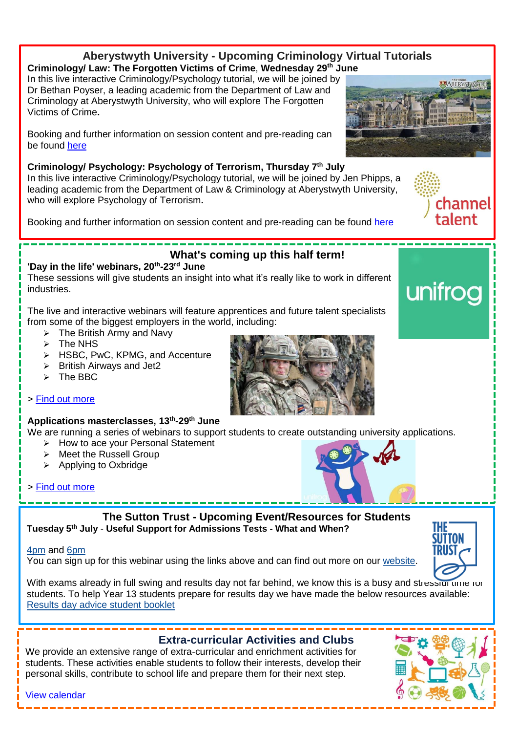## Aberystwyth University - Upcoming Criminology Virtual Tutorials

**Criminology/ Law: The Forgotten Victims of Crime**, **Wednesday 29th June**

In this live interactive Criminology/Psychology tutorial, we will be joined by Dr Bethan Poyser, a leading academic from the Department of Law and Criminology at Aberystwyth University, who will explore The Forgotten Victims of Crime**.**

Booking and further information on session content and pre-reading can be found here

**Criminology/ Psychology: Psychology of Terrorism, Thursday 7th July**

In this live interactive Criminology/Psychology tutorial, we will be joined by Jen Phipps, a leading academic from the Department of Law & Criminology at Aberystwyth University, who will explore Psychology of Terrorism**.**

Booking and further information on session content and pre-reading can be found here

## What's coming up this half term!

**'Day in the life' webinars, 20th-23rd June**

These sessions will give students an insight into what it's really like to work in different industries.

The live and interactive webinars will feature apprentices and future talent specialists from some of the biggest employers in the world, including:

- The British Army and Navy
- The NHS
- HSBC, PwC, KPMG, and Accenture
- British Airways and Jet2
- The BBC

> Find out more

**Applications masterclasses, 13th-29th June**

We are running a series of webinars to support students to create outstanding university applications.

- How to ace your Personal Statement
- Meet the Russell Group
- Applying to Oxbridge

> Find out more

## The Sutton Trust - Upcoming Event/Resources for Students

**Tuesday 5th July** - **Useful Support for Admissions Tests - What and When?**

4pm and 6pm

You can sign up for this webinar using the links above and can find out more on our website.

With exams already in full swing and results day not far behind, we know this is a busy and stressful time for students. To help Year 13 students prepare for results day we have made the below resources available: Results day advice student booklet

## Extra-curricular Activities and Clubs

We provide an extensive range of extra-curricular and enrichment activities for students. These activities enable students to follow their interests, develop their personal skills, contribute to school life and prepare them for their next step.

View calendar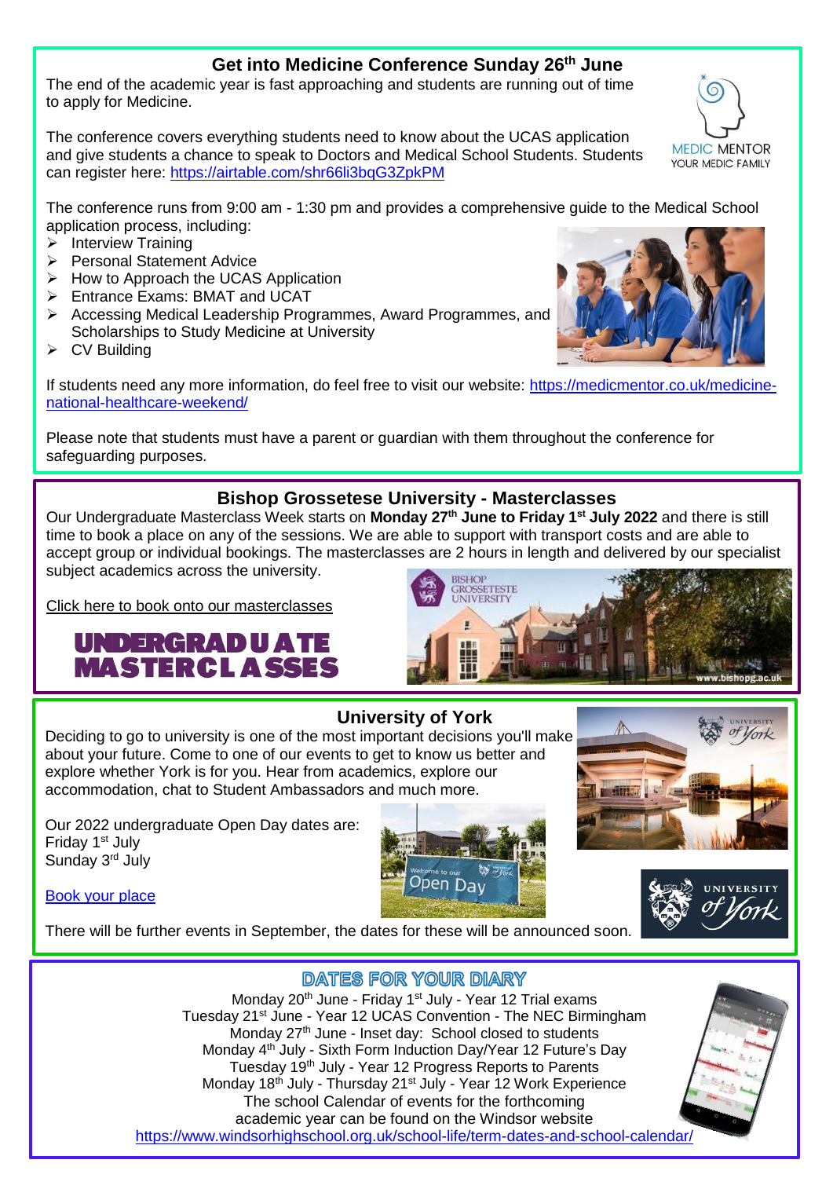## Get into Medicine Conference Sunday 26th June

The end of the academic year is fast approaching and students are running out of time to apply for Medicine.

The conference covers everything students need to know about the UCAS application and give students a chance to speak to Doctors and Medical School Students. Students can register here: https://airtable.com/shr66li3bqG3ZpkPM

MEDIC MENTOR
YOUR MEDIC FAMILY

The conference runs from 9:00 am - 1:30 pm and provides a comprehensive guide to the Medical School application process, including:

- Interview Training
- Personal Statement Advice
- How to Approach the UCAS Application
- Entrance Exams: BMAT and UCAT
- Accessing Medical Leadership Programmes, Award Programmes, and Scholarships to Study Medicine at University
- CV Building

If students need any more information, do feel free to visit our website: https://medicmentor.co.uk/medicine-national-healthcare-weekend/

Please note that students must have a parent or guardian with them throughout the conference for safeguarding purposes.

## Bishop Grossetese University - Masterclasses

Our Undergraduate Masterclass Week starts on **Monday 27th June to Friday 1st July 2022** and there is still time to book a place on any of the sessions. We are able to support with transport costs and are able to accept group or individual bookings. The masterclasses are 2 hours in length and delivered by our specialist subject academics across the university.

Click here to book onto our masterclasses

UNDERGRADUATE MASTERCLASSES

## University of York

Deciding to go to university is one of the most important decisions you'll make about your future. Come to one of our events to get to know us better and explore whether York is for you. Hear from academics, explore our accommodation, chat to Student Ambassadors and much more.

Our 2022 undergraduate Open Day dates are:
Friday 1st July
Sunday 3rd July

Book your place

There will be further events in September, the dates for these will be announced soon.

## DATES FOR YOUR DIARY

Monday 20th June - Friday 1st July - Year 12 Trial exams
Tuesday 21st June - Year 12 UCAS Convention - The NEC Birmingham
Monday 27th June - Inset day: School closed to students
Monday 4th July - Sixth Form Induction Day/Year 12 Future's Day
Tuesday 19th July - Year 12 Progress Reports to Parents
Monday 18th July - Thursday 21st July - Year 12 Work Experience
The school Calendar of events for the forthcoming academic year can be found on the Windsor website
https://www.windsorhighschool.org.uk/school-life/term-dates-and-school-calendar/